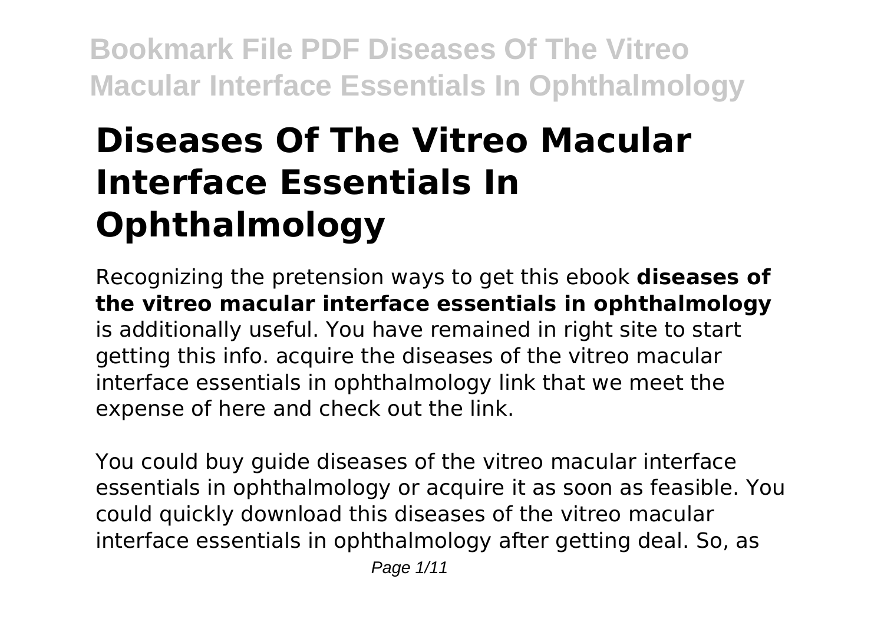# Diseases Of The Vitreo Macular Interface Essentials In Ophthalmology

Recognizing the pretension ways to get this ebook **diseases of the vitreo macular interface essentials in ophthalmology** is additionally useful. You have remained in right site to start getting this info. acquire the diseases of the vitreo macular interface essentials in ophthalmology link that we meet the expense of here and check out the link.

You could buy guide diseases of the vitreo macular interface essentials in ophthalmology or acquire it as soon as feasible. You could quickly download this diseases of the vitreo macular interface essentials in ophthalmology after getting deal. So, as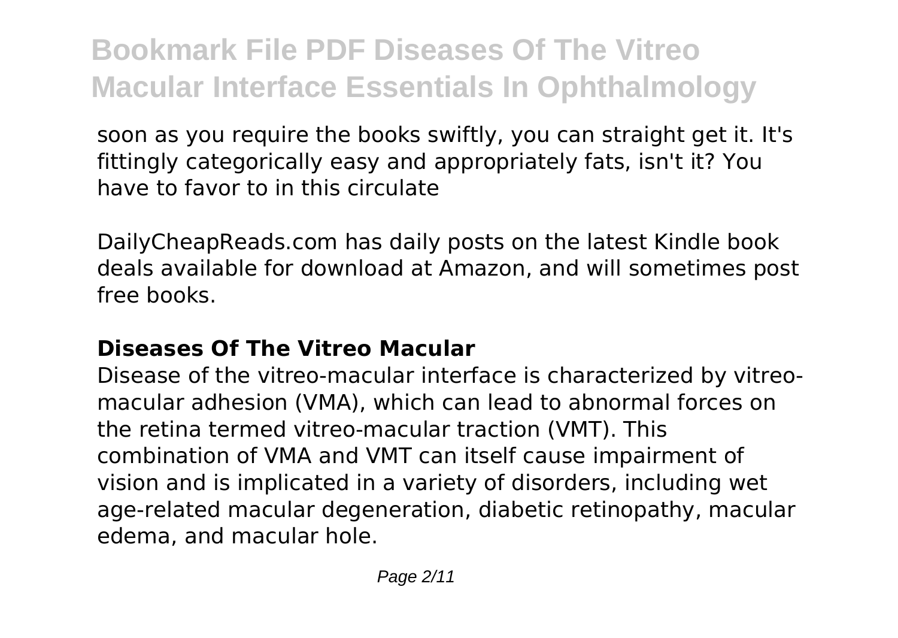soon as you require the books swiftly, you can straight get it. It's fittingly categorically easy and appropriately fats, isn't it? You have to favor to in this circulate

DailyCheapReads.com has daily posts on the latest Kindle book deals available for download at Amazon, and will sometimes post free books.

### Diseases Of The Vitreo Macular

Disease of the vitreo-macular interface is characterized by vitreo-macular adhesion (VMA), which can lead to abnormal forces on the retina termed vitreo-macular traction (VMT). This combination of VMA and VMT can itself cause impairment of vision and is implicated in a variety of disorders, including wet age-related macular degeneration, diabetic retinopathy, macular edema, and macular hole.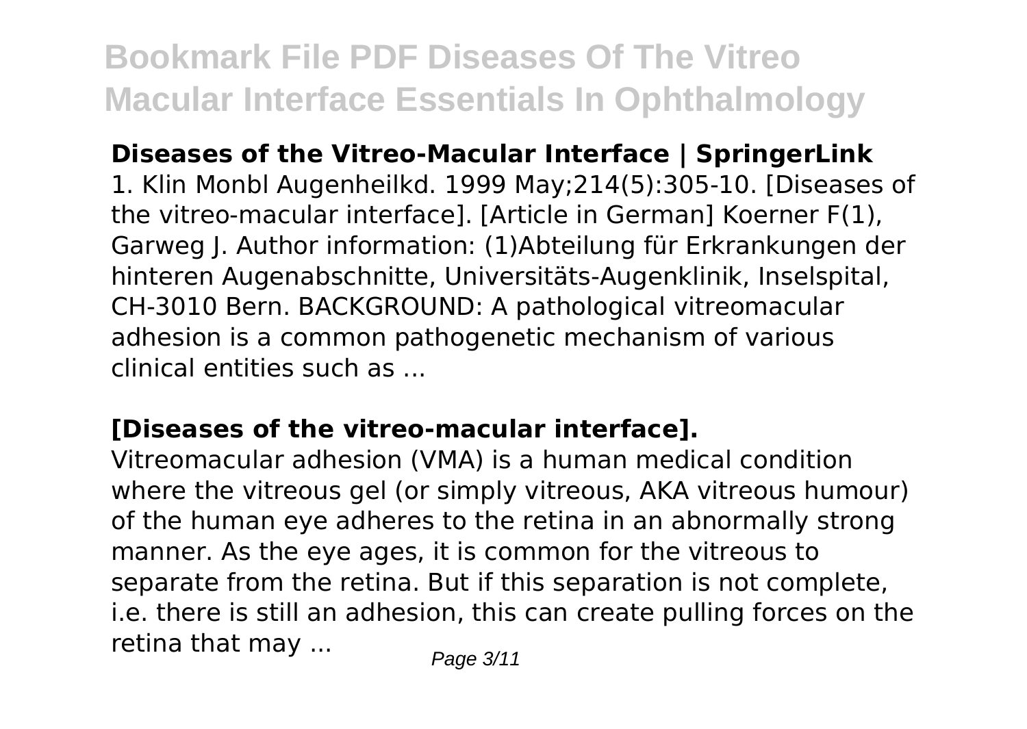**Diseases of the Vitreo-Macular Interface | SpringerLink**

1. Klin Monbl Augenheilkd. 1999 May;214(5):305-10. [Diseases of the vitreo-macular interface]. [Article in German] Koerner F(1), Garweg J. Author information: (1)Abteilung für Erkrankungen der hinteren Augenabschnitte, Universitäts-Augenklinik, Inselspital, CH-3010 Bern. BACKGROUND: A pathological vitreomacular adhesion is a common pathogenetic mechanism of various clinical entities such as ...

**[Diseases of the vitreo-macular interface].**

Vitreomacular adhesion (VMA) is a human medical condition where the vitreous gel (or simply vitreous, AKA vitreous humour) of the human eye adheres to the retina in an abnormally strong manner. As the eye ages, it is common for the vitreous to separate from the retina. But if this separation is not complete, i.e. there is still an adhesion, this can create pulling forces on the retina that may ...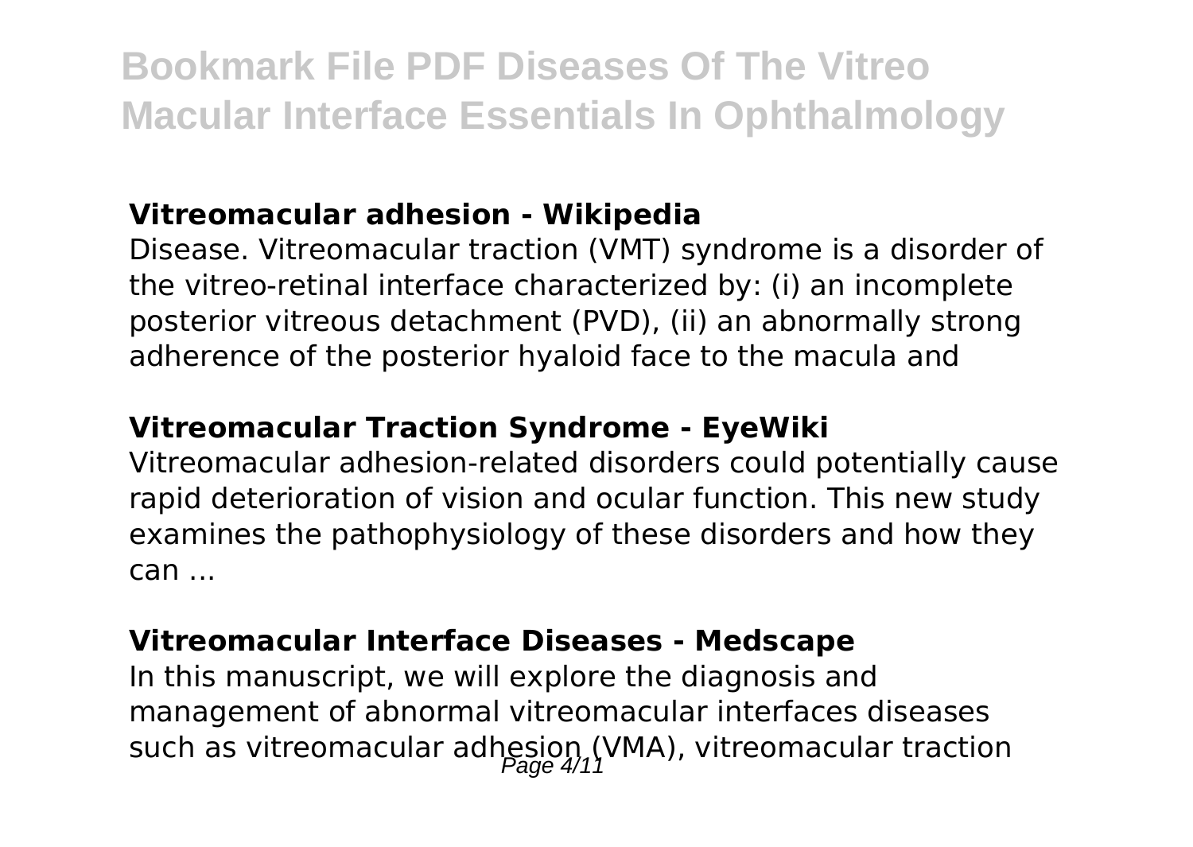### Vitreomacular adhesion - Wikipedia

Disease. Vitreomacular traction (VMT) syndrome is a disorder of the vitreo-retinal interface characterized by: (i) an incomplete posterior vitreous detachment (PVD), (ii) an abnormally strong adherence of the posterior hyaloid face to the macula and

### Vitreomacular Traction Syndrome - EyeWiki

Vitreomacular adhesion-related disorders could potentially cause rapid deterioration of vision and ocular function. This new study examines the pathophysiology of these disorders and how they can ...

### Vitreomacular Interface Diseases - Medscape

In this manuscript, we will explore the diagnosis and management of abnormal vitreomacular interfaces diseases such as vitreomacular adhesion (VMA), vitreomacular traction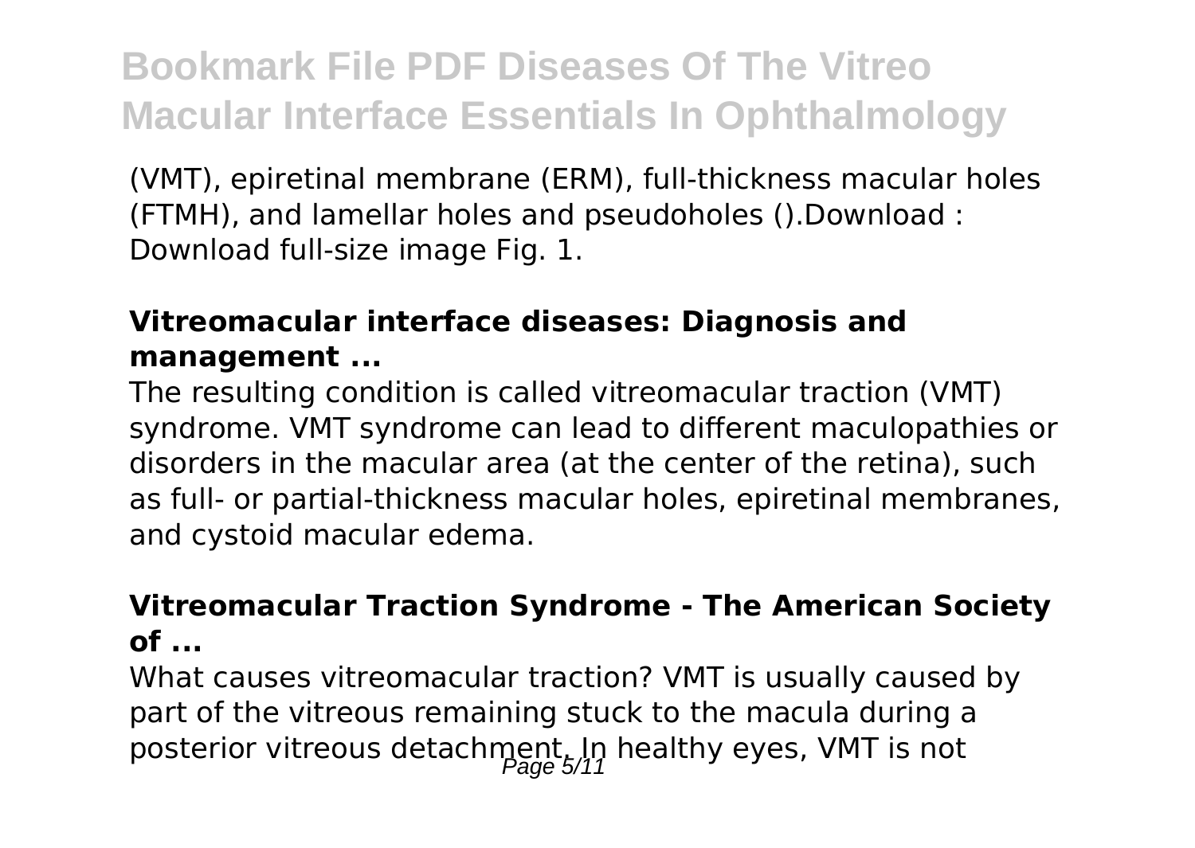(VMT), epiretinal membrane (ERM), full-thickness macular holes (FTMH), and lamellar holes and pseudoholes ().Download : Download full-size image Fig. 1.

**Vitreomacular interface diseases: Diagnosis and management ...**

The resulting condition is called vitreomacular traction (VMT) syndrome. VMT syndrome can lead to different maculopathies or disorders in the macular area (at the center of the retina), such as full- or partial-thickness macular holes, epiretinal membranes, and cystoid macular edema.

**Vitreomacular Traction Syndrome - The American Society of ...**

What causes vitreomacular traction? VMT is usually caused by part of the vitreous remaining stuck to the macula during a posterior vitreous detachment. In healthy eyes, VMT is not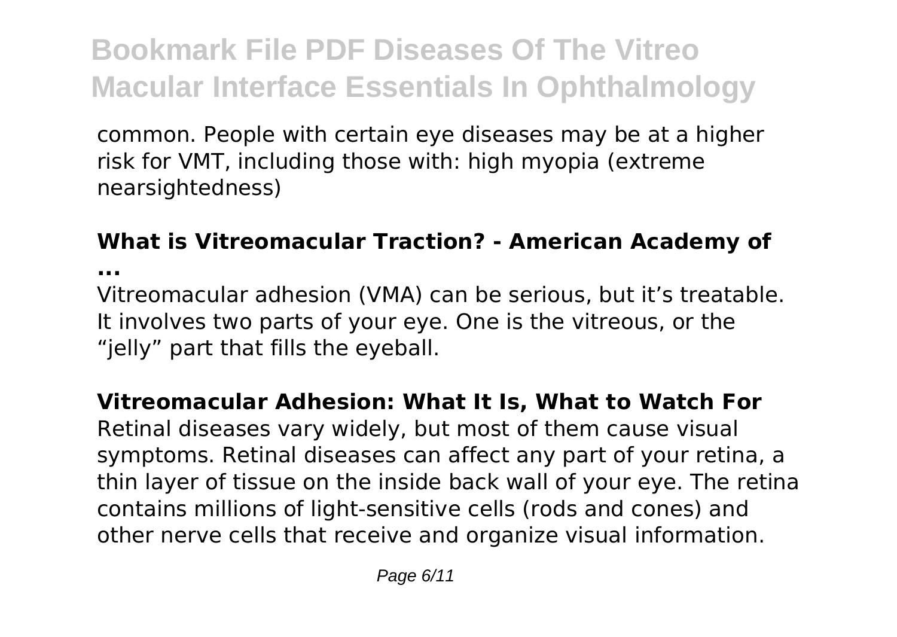common. People with certain eye diseases may be at a higher risk for VMT, including those with: high myopia (extreme nearsightedness)

**What is Vitreomacular Traction? - American Academy of ...**

Vitreomacular adhesion (VMA) can be serious, but it's treatable. It involves two parts of your eye. One is the vitreous, or the "jelly" part that fills the eyeball.

**Vitreomacular Adhesion: What It Is, What to Watch For**

Retinal diseases vary widely, but most of them cause visual symptoms. Retinal diseases can affect any part of your retina, a thin layer of tissue on the inside back wall of your eye. The retina contains millions of light-sensitive cells (rods and cones) and other nerve cells that receive and organize visual information.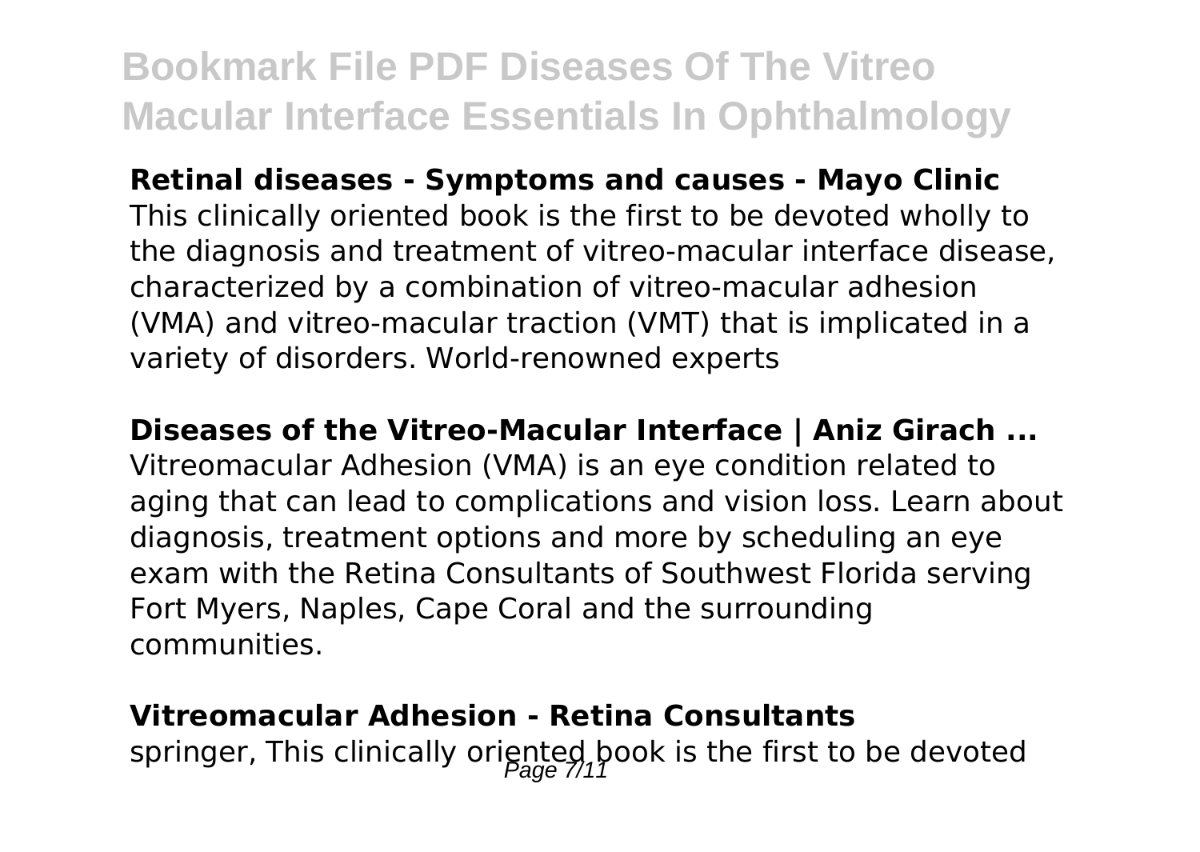**Retinal diseases - Symptoms and causes - Mayo Clinic**

This clinically oriented book is the first to be devoted wholly to the diagnosis and treatment of vitreo-macular interface disease, characterized by a combination of vitreo-macular adhesion (VMA) and vitreo-macular traction (VMT) that is implicated in a variety of disorders. World-renowned experts

**Diseases of the Vitreo-Macular Interface | Aniz Girach ...**

Vitreomacular Adhesion (VMA) is an eye condition related to aging that can lead to complications and vision loss. Learn about diagnosis, treatment options and more by scheduling an eye exam with the Retina Consultants of Southwest Florida serving Fort Myers, Naples, Cape Coral and the surrounding communities.

**Vitreomacular Adhesion - Retina Consultants**

springer, This clinically oriented book is the first to be devoted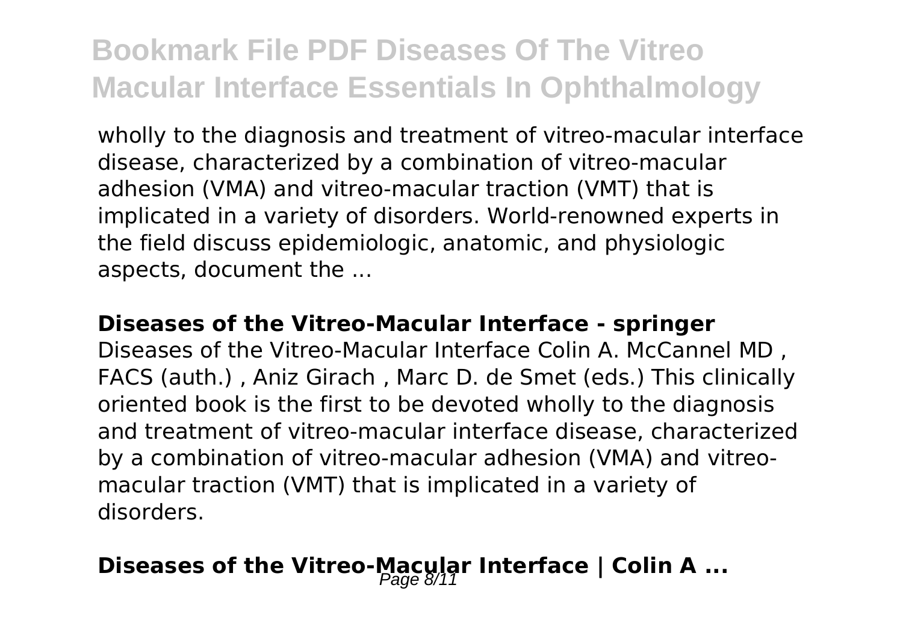wholly to the diagnosis and treatment of vitreo-macular interface disease, characterized by a combination of vitreo-macular adhesion (VMA) and vitreo-macular traction (VMT) that is implicated in a variety of disorders. World-renowned experts in the field discuss epidemiologic, anatomic, and physiologic aspects, document the ...

**Diseases of the Vitreo-Macular Interface - springer**

Diseases of the Vitreo-Macular Interface Colin A. McCannel MD , FACS (auth.) , Aniz Girach , Marc D. de Smet (eds.) This clinically oriented book is the first to be devoted wholly to the diagnosis and treatment of vitreo-macular interface disease, characterized by a combination of vitreo-macular adhesion (VMA) and vitreo-macular traction (VMT) that is implicated in a variety of disorders.

**Diseases of the Vitreo-Macular Interface | Colin A ...**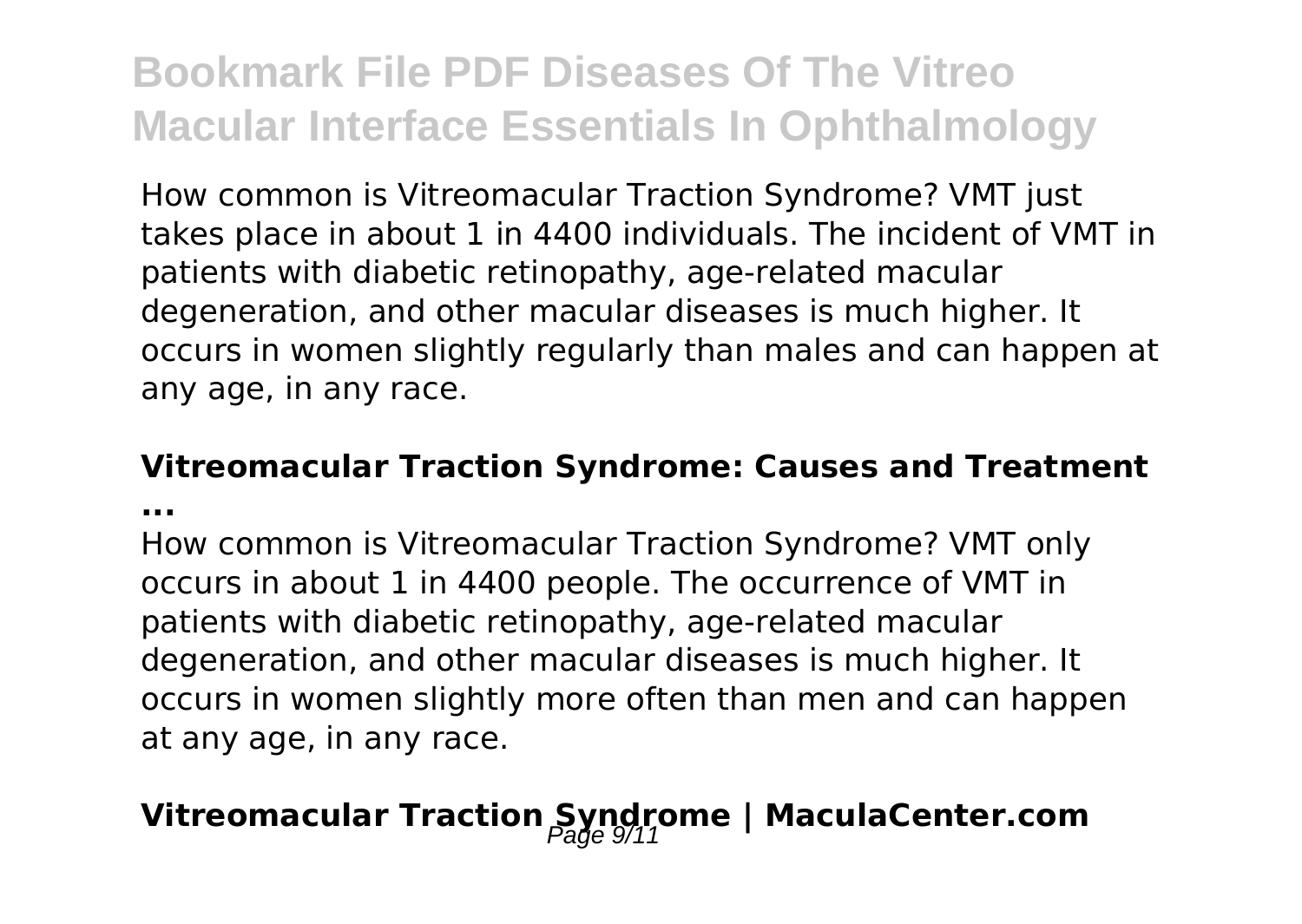How common is Vitreomacular Traction Syndrome? VMT just takes place in about 1 in 4400 individuals. The incident of VMT in patients with diabetic retinopathy, age-related macular degeneration, and other macular diseases is much higher. It occurs in women slightly regularly than males and can happen at any age, in any race.

**Vitreomacular Traction Syndrome: Causes and Treatment ...**

How common is Vitreomacular Traction Syndrome? VMT only occurs in about 1 in 4400 people. The occurrence of VMT in patients with diabetic retinopathy, age-related macular degeneration, and other macular diseases is much higher. It occurs in women slightly more often than men and can happen at any age, in any race.

## Vitreomacular Traction Syndrome | MaculaCenter.com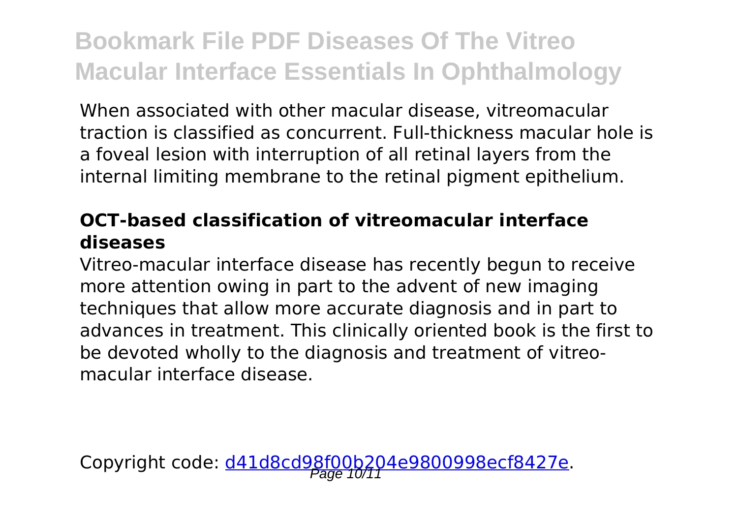When associated with other macular disease, vitreomacular traction is classified as concurrent. Full-thickness macular hole is a foveal lesion with interruption of all retinal layers from the internal limiting membrane to the retinal pigment epithelium.

## OCT-based classification of vitreomacular interface diseases

Vitreo-macular interface disease has recently begun to receive more attention owing in part to the advent of new imaging techniques that allow more accurate diagnosis and in part to advances in treatment. This clinically oriented book is the first to be devoted wholly to the diagnosis and treatment of vitreo-macular interface disease.

Copyright code: [d41d8cd98f00b204e9800998ecf8427e](d41d8cd98f00b204e9800998ecf8427e).